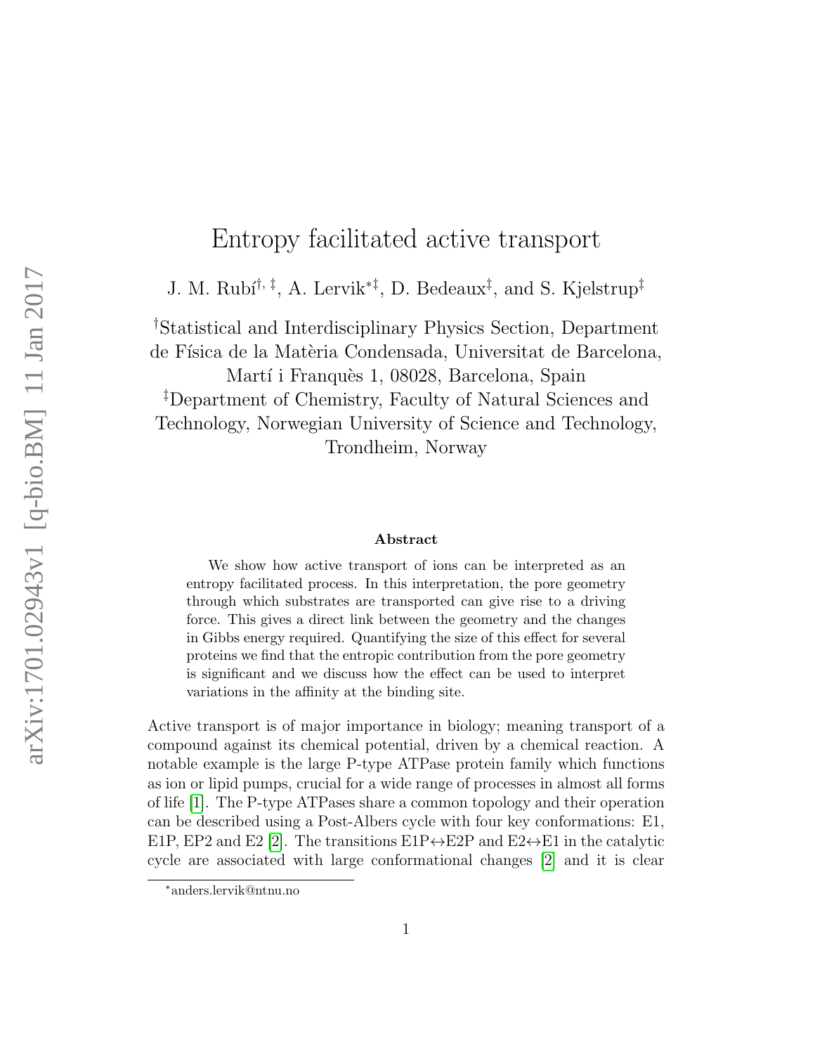# Entropy facilitated active transport

J. M. Rubí[†, ‡], A. Lervik[*‡], D. Bedeaux[‡], and S. Kjelstrup[‡]

[†]Statistical and Interdisciplinary Physics Section, Department de Física de la Matèria Condensada, Universitat de Barcelona, Martí i Franquès 1, 08028, Barcelona, Spain

[‡]Department of Chemistry, Faculty of Natural Sciences and Technology, Norwegian University of Science and Technology, Trondheim, Norway

### Abstract

We show how active transport of ions can be interpreted as an entropy facilitated process. In this interpretation, the pore geometry through which substrates are transported can give rise to a driving force. This gives a direct link between the geometry and the changes in Gibbs energy required. Quantifying the size of this effect for several proteins we find that the entropic contribution from the pore geometry is significant and we discuss how the effect can be used to interpret variations in the affinity at the binding site.

Active transport is of major importance in biology; meaning transport of a compound against its chemical potential, driven by a chemical reaction. A notable example is the large P-type ATPase protein family which functions as ion or lipid pumps, crucial for a wide range of processes in almost all forms of life [1]. The P-type ATPases share a common topology and their operation can be described using a Post-Albers cycle with four key conformations: E1, E1P, EP2 and E2 [2]. The transitions E1P↔E2P and E2↔E1 in the catalytic cycle are associated with large conformational changes [2] and it is clear

[*]anders.lervik@ntnu.no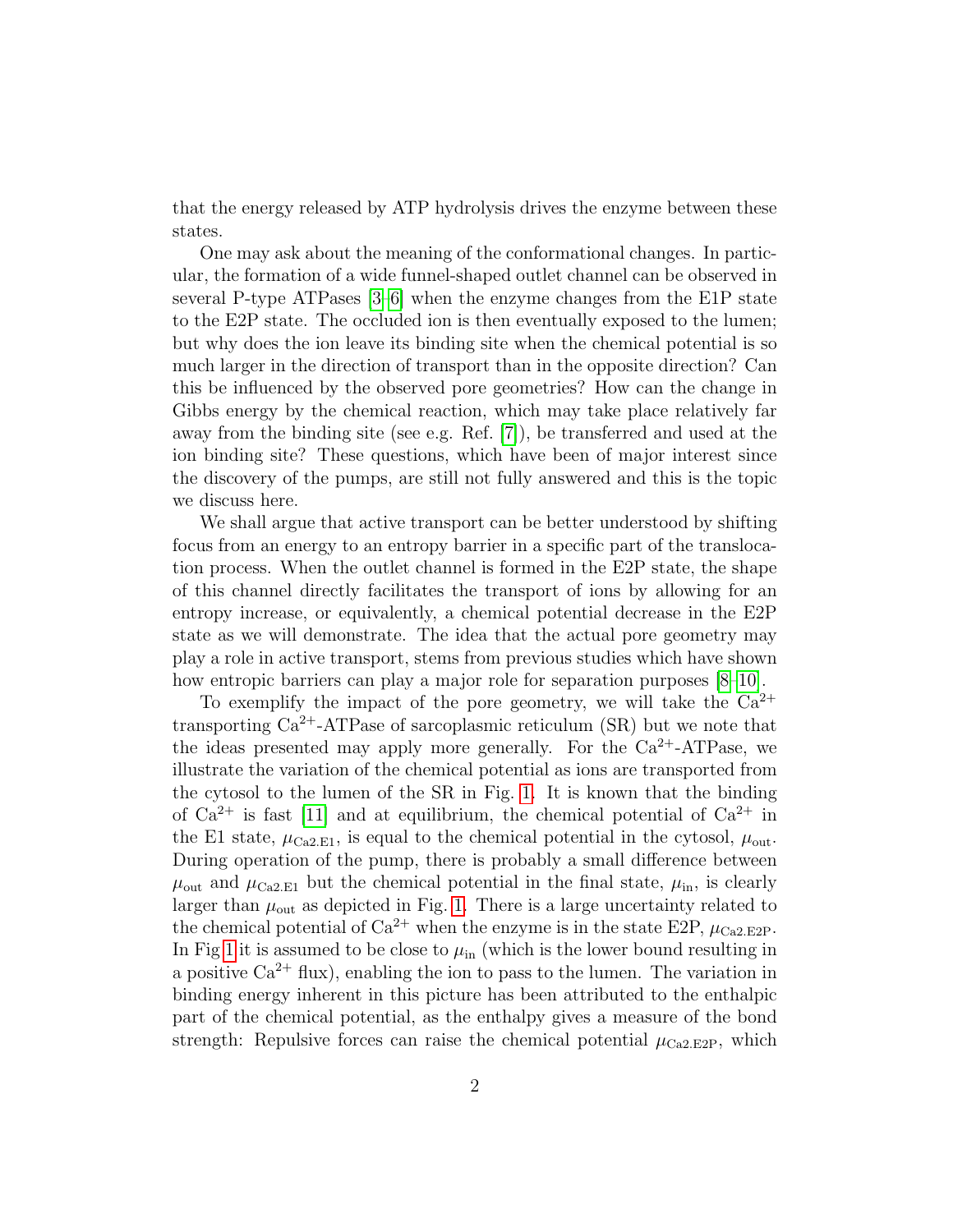that the energy released by ATP hydrolysis drives the enzyme between these states.

One may ask about the meaning of the conformational changes. In particular, the formation of a wide funnel-shaped outlet channel can be observed in several P-type ATPases [3–6] when the enzyme changes from the E1P state to the E2P state. The occluded ion is then eventually exposed to the lumen; but why does the ion leave its binding site when the chemical potential is so much larger in the direction of transport than in the opposite direction? Can this be influenced by the observed pore geometries? How can the change in Gibbs energy by the chemical reaction, which may take place relatively far away from the binding site (see e.g. Ref. [7]), be transferred and used at the ion binding site? These questions, which have been of major interest since the discovery of the pumps, are still not fully answered and this is the topic we discuss here.

We shall argue that active transport can be better understood by shifting focus from an energy to an entropy barrier in a specific part of the translocation process. When the outlet channel is formed in the E2P state, the shape of this channel directly facilitates the transport of ions by allowing for an entropy increase, or equivalently, a chemical potential decrease in the E2P state as we will demonstrate. The idea that the actual pore geometry may play a role in active transport, stems from previous studies which have shown how entropic barriers can play a major role for separation purposes [8–10].

To exemplify the impact of the pore geometry, we will take the $Ca^{2+}$ transporting $Ca^{2+}$-ATPase of sarcoplasmic reticulum (SR) but we note that the ideas presented may apply more generally. For the $Ca^{2+}$-ATPase, we illustrate the variation of the chemical potential as ions are transported from the cytosol to the lumen of the SR in Fig. 1. It is known that the binding of $Ca^{2+}$ is fast [11] and at equilibrium, the chemical potential of $Ca^{2+}$ in the E1 state, $\mu_{\mathrm{Ca2.E1}}$, is equal to the chemical potential in the cytosol, $\mu_{\mathrm{out}}$. During operation of the pump, there is probably a small difference between $\mu_{\mathrm{out}}$ and $\mu_{\mathrm{Ca2.E1}}$ but the chemical potential in the final state, $\mu_{\mathrm{in}}$, is clearly larger than $\mu_{\mathrm{out}}$ as depicted in Fig. 1. There is a large uncertainty related to the chemical potential of $Ca^{2+}$ when the enzyme is in the state E2P, $\mu_{\mathrm{Ca2.E2P}}$. In Fig 1 it is assumed to be close to $\mu_{\mathrm{in}}$ (which is the lower bound resulting in a positive $Ca^{2+}$ flux), enabling the ion to pass to the lumen. The variation in binding energy inherent in this picture has been attributed to the enthalpic part of the chemical potential, as the enthalpy gives a measure of the bond strength: Repulsive forces can raise the chemical potential $\mu_{\mathrm{Ca2.E2P}}$, which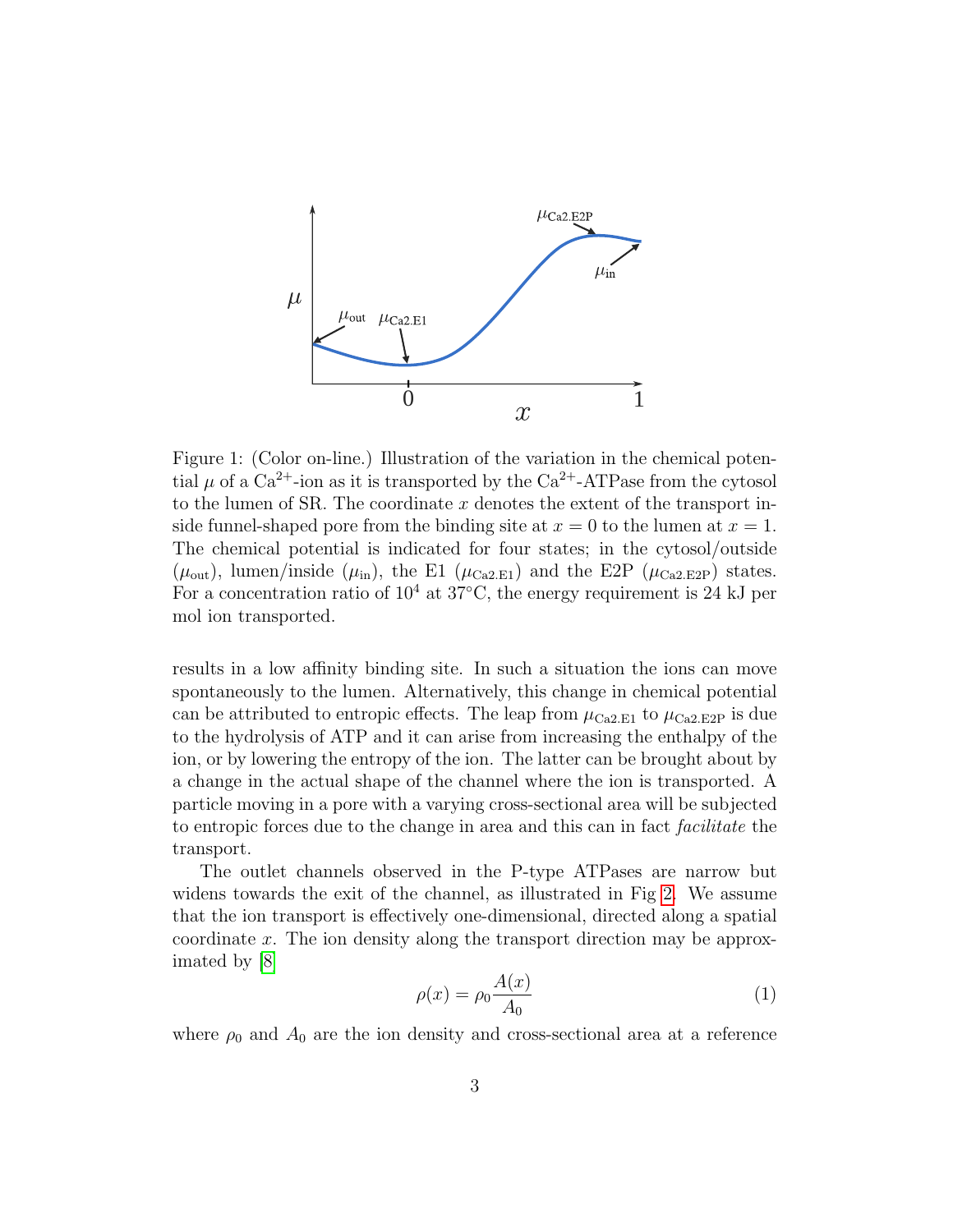Figure 1: (Color on-line.) Illustration of the variation in the chemical potential $\mu$ of a $Ca^{2+}$-ion as it is transported by the $Ca^{2+}$-ATPase from the cytosol to the lumen of SR. The coordinate $x$ denotes the extent of the transport inside funnel-shaped pore from the binding site at $x = 0$ to the lumen at $x = 1$. The chemical potential is indicated for four states; in the cytosol/outside ($\mu_{\text{out}}$), lumen/inside ($\mu_{\text{in}}$), the E1 ($\mu_{\text{Ca2.E1}}$) and the E2P ($\mu_{\text{Ca2.E2P}}$) states. For a concentration ratio of $10^4$ at 37°C, the energy requirement is 24 kJ per mol ion transported.

results in a low affinity binding site. In such a situation the ions can move spontaneously to the lumen. Alternatively, this change in chemical potential can be attributed to entropic effects. The leap from $\mu_{\text{Ca2.E1}}$ to $\mu_{\text{Ca2.E2P}}$ is due to the hydrolysis of ATP and it can arise from increasing the enthalpy of the ion, or by lowering the entropy of the ion. The latter can be brought about by a change in the actual shape of the channel where the ion is transported. A particle moving in a pore with a varying cross-sectional area will be subjected to entropic forces due to the change in area and this can in fact *facilitate* the transport.

The outlet channels observed in the P-type ATPases are narrow but widens towards the exit of the channel, as illustrated in Fig 2. We assume that the ion transport is effectively one-dimensional, directed along a spatial coordinate $x$. The ion density along the transport direction may be approximated by [8]

$$\rho(x) = \rho_0 \frac{A(x)}{A_0} \tag{1}$$

where $\rho_0$ and $A_0$ are the ion density and cross-sectional area at a reference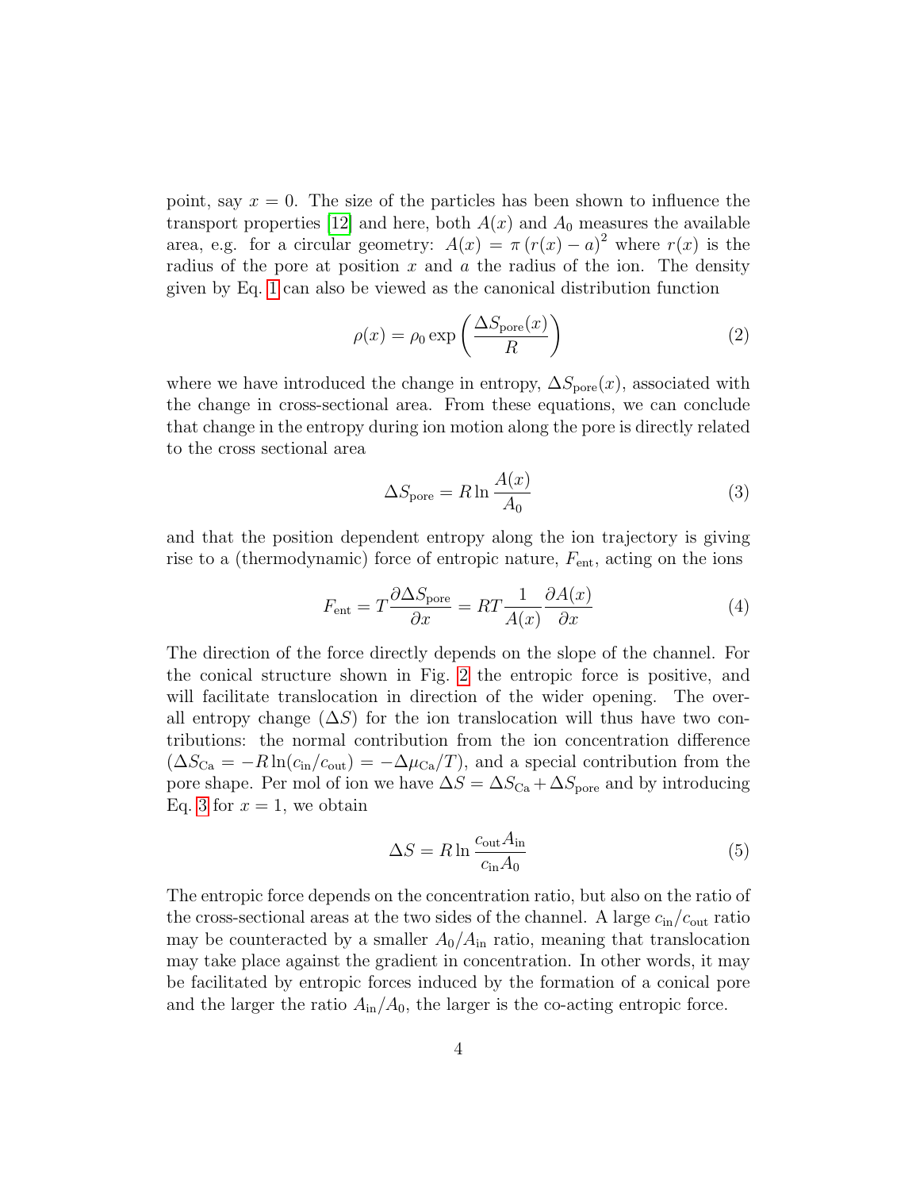point, say $x = 0$. The size of the particles has been shown to influence the transport properties [12] and here, both $A(x)$ and $A_0$ measures the available area, e.g. for a circular geometry: $A(x) = \pi \left(r(x) - a\right)^2$ where $r(x)$ is the radius of the pore at position $x$ and $a$ the radius of the ion. The density given by Eq. 1 can also be viewed as the canonical distribution function

$$\rho(x) = \rho_0 \exp\left(\frac{\Delta S_{\text{pore}}(x)}{R}\right) \tag{2}$$

where we have introduced the change in entropy, $\Delta S_{\text{pore}}(x)$, associated with the change in cross-sectional area. From these equations, we can conclude that change in the entropy during ion motion along the pore is directly related to the cross sectional area

$$\Delta S_{\text{pore}} = R \ln \frac{A(x)}{A_0} \tag{3}$$

and that the position dependent entropy along the ion trajectory is giving rise to a (thermodynamic) force of entropic nature, $F_{\text{ent}}$, acting on the ions

$$F_{\text{ent}} = T \frac{\partial \Delta S_{\text{pore}}}{\partial x} = RT \frac{1}{A(x)} \frac{\partial A(x)}{\partial x} \tag{4}$$

The direction of the force directly depends on the slope of the channel. For the conical structure shown in Fig. 2 the entropic force is positive, and will facilitate translocation in direction of the wider opening. The overall entropy change ($\Delta S$) for the ion translocation will thus have two contributions: the normal contribution from the ion concentration difference ($\Delta S_{\text{Ca}} = -R \ln(c_{\text{in}}/c_{\text{out}}) = -\Delta\mu_{\text{Ca}}/T$), and a special contribution from the pore shape. Per mol of ion we have $\Delta S = \Delta S_{\text{Ca}} + \Delta S_{\text{pore}}$ and by introducing Eq. 3 for $x = 1$, we obtain

$$\Delta S = R \ln \frac{c_{\text{out}} A_{\text{in}}}{c_{\text{in}} A_0} \tag{5}$$

The entropic force depends on the concentration ratio, but also on the ratio of the cross-sectional areas at the two sides of the channel. A large $c_{\text{in}}/c_{\text{out}}$ ratio may be counteracted by a smaller $A_0/A_{\text{in}}$ ratio, meaning that translocation may take place against the gradient in concentration. In other words, it may be facilitated by entropic forces induced by the formation of a conical pore and the larger the ratio $A_{\text{in}}/A_0$, the larger is the co-acting entropic force.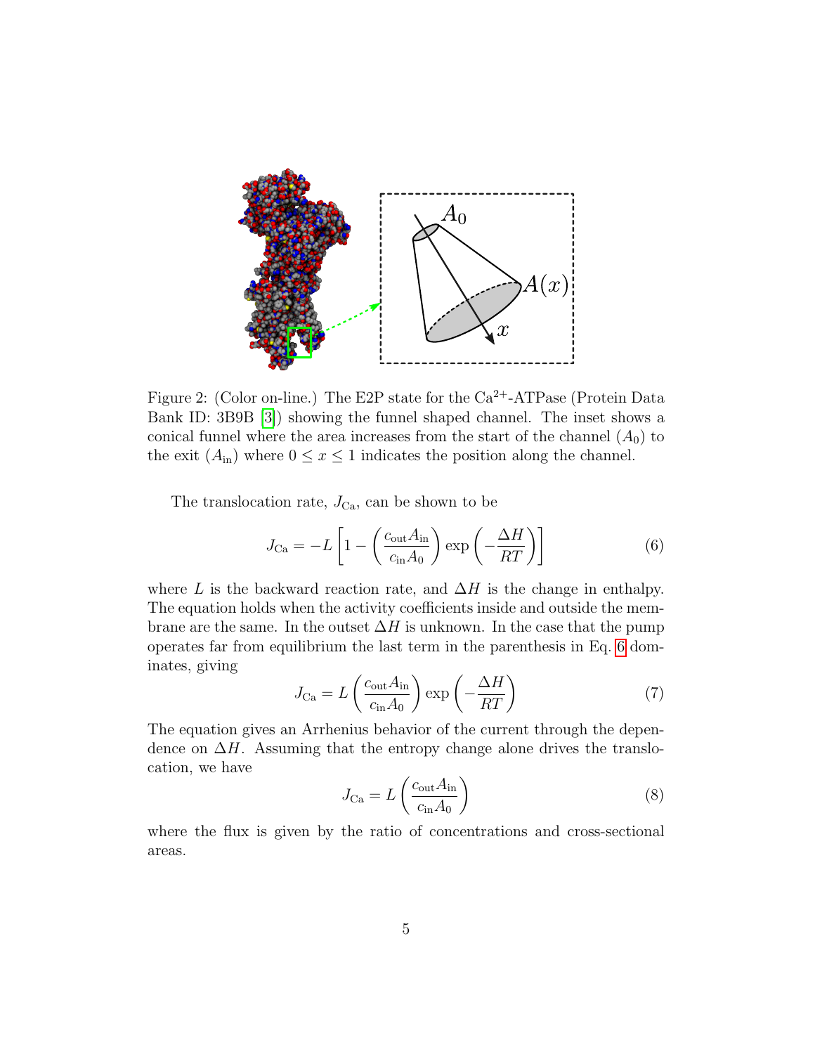Figure 2: (Color on-line.) The E2P state for the $Ca^{2+}$-ATPase (Protein Data Bank ID: 3B9B [3]) showing the funnel shaped channel. The inset shows a conical funnel where the area increases from the start of the channel ($A_0$) to the exit ($A_{\mathrm{in}}$) where $0 \leq x \leq 1$ indicates the position along the channel.

The translocation rate, $J_{\mathrm{Ca}}$, can be shown to be

$$J_{\mathrm{Ca}} = -L\left[1 - \left(\frac{c_{\mathrm{out}}A_{\mathrm{in}}}{c_{\mathrm{in}}A_0}\right)\exp\left(-\frac{\Delta H}{RT}\right)\right] \tag{6}$$

where $L$ is the backward reaction rate, and $\Delta H$ is the change in enthalpy. The equation holds when the activity coefficients inside and outside the membrane are the same. In the outset $\Delta H$ is unknown. In the case that the pump operates far from equilibrium the last term in the parenthesis in Eq. 6 dominates, giving

$$J_{\mathrm{Ca}} = L\left(\frac{c_{\mathrm{out}}A_{\mathrm{in}}}{c_{\mathrm{in}}A_0}\right)\exp\left(-\frac{\Delta H}{RT}\right) \tag{7}$$

The equation gives an Arrhenius behavior of the current through the dependence on $\Delta H$. Assuming that the entropy change alone drives the translocation, we have

$$J_{\mathrm{Ca}} = L\left(\frac{c_{\mathrm{out}}A_{\mathrm{in}}}{c_{\mathrm{in}}A_0}\right) \tag{8}$$

where the flux is given by the ratio of concentrations and cross-sectional areas.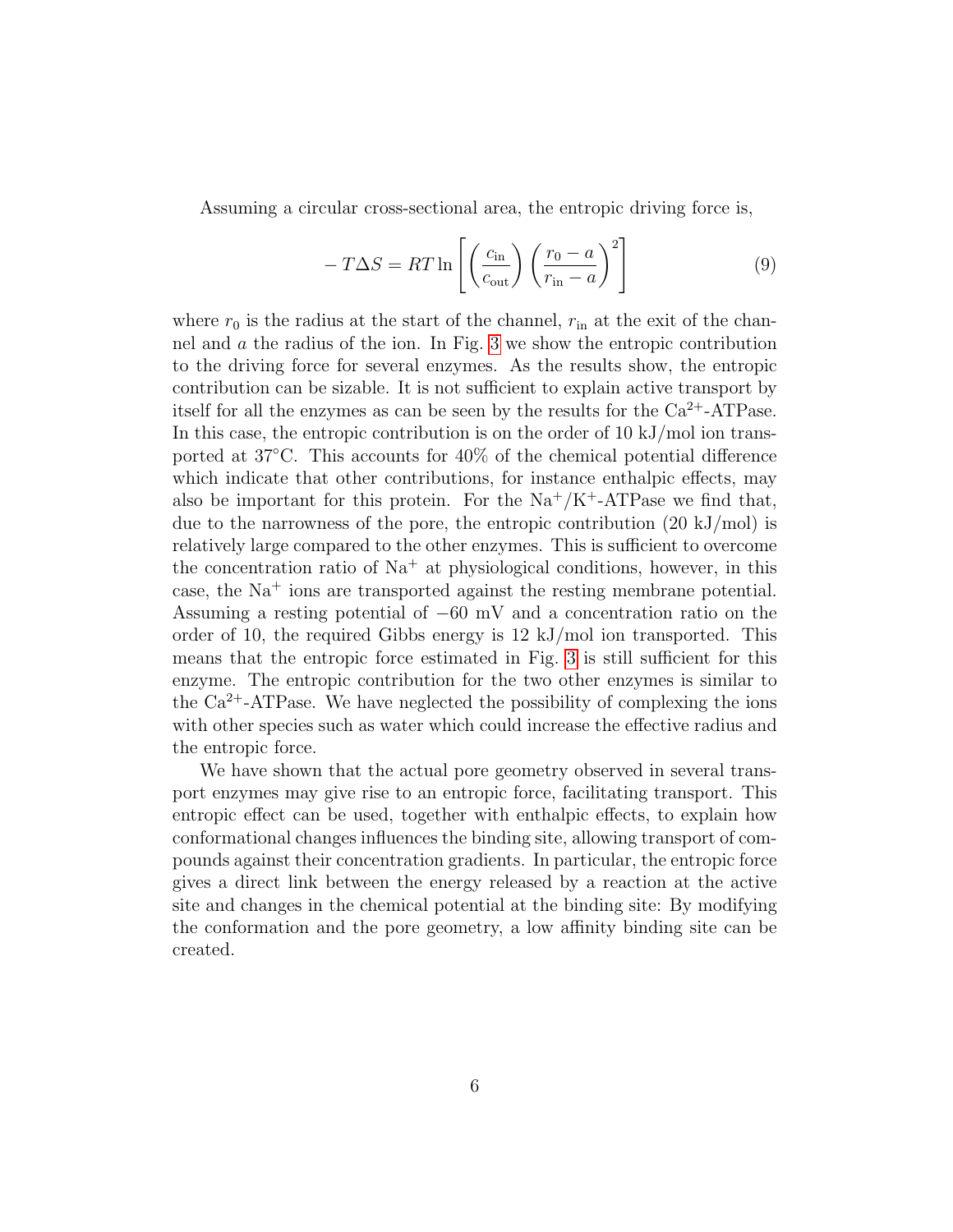Assuming a circular cross-sectional area, the entropic driving force is,

$$- T\Delta S = RT \ln \left[ \left( \frac{c_{\text{in}}}{c_{\text{out}}} \right) \left( \frac{r_0 - a}{r_{\text{in}} - a} \right)^2 \right] \tag{9}$$

where $r_0$ is the radius at the start of the channel, $r_{\text{in}}$ at the exit of the channel and $a$ the radius of the ion. In Fig. 3 we show the entropic contribution to the driving force for several enzymes. As the results show, the entropic contribution can be sizable. It is not sufficient to explain active transport by itself for all the enzymes as can be seen by the results for the $Ca^{2+}$-ATPase. In this case, the entropic contribution is on the order of 10 kJ/mol ion transported at 37°C. This accounts for 40% of the chemical potential difference which indicate that other contributions, for instance enthalpic effects, may also be important for this protein. For the $Na^+$/$K^+$-ATPase we find that, due to the narrowness of the pore, the entropic contribution (20 kJ/mol) is relatively large compared to the other enzymes. This is sufficient to overcome the concentration ratio of $Na^+$ at physiological conditions, however, in this case, the $Na^+$ ions are transported against the resting membrane potential. Assuming a resting potential of $-60$ mV and a concentration ratio on the order of 10, the required Gibbs energy is 12 kJ/mol ion transported. This means that the entropic force estimated in Fig. 3 is still sufficient for this enzyme. The entropic contribution for the two other enzymes is similar to the $Ca^{2+}$-ATPase. We have neglected the possibility of complexing the ions with other species such as water which could increase the effective radius and the entropic force.

We have shown that the actual pore geometry observed in several transport enzymes may give rise to an entropic force, facilitating transport. This entropic effect can be used, together with enthalpic effects, to explain how conformational changes influences the binding site, allowing transport of compounds against their concentration gradients. In particular, the entropic force gives a direct link between the energy released by a reaction at the active site and changes in the chemical potential at the binding site: By modifying the conformation and the pore geometry, a low affinity binding site can be created.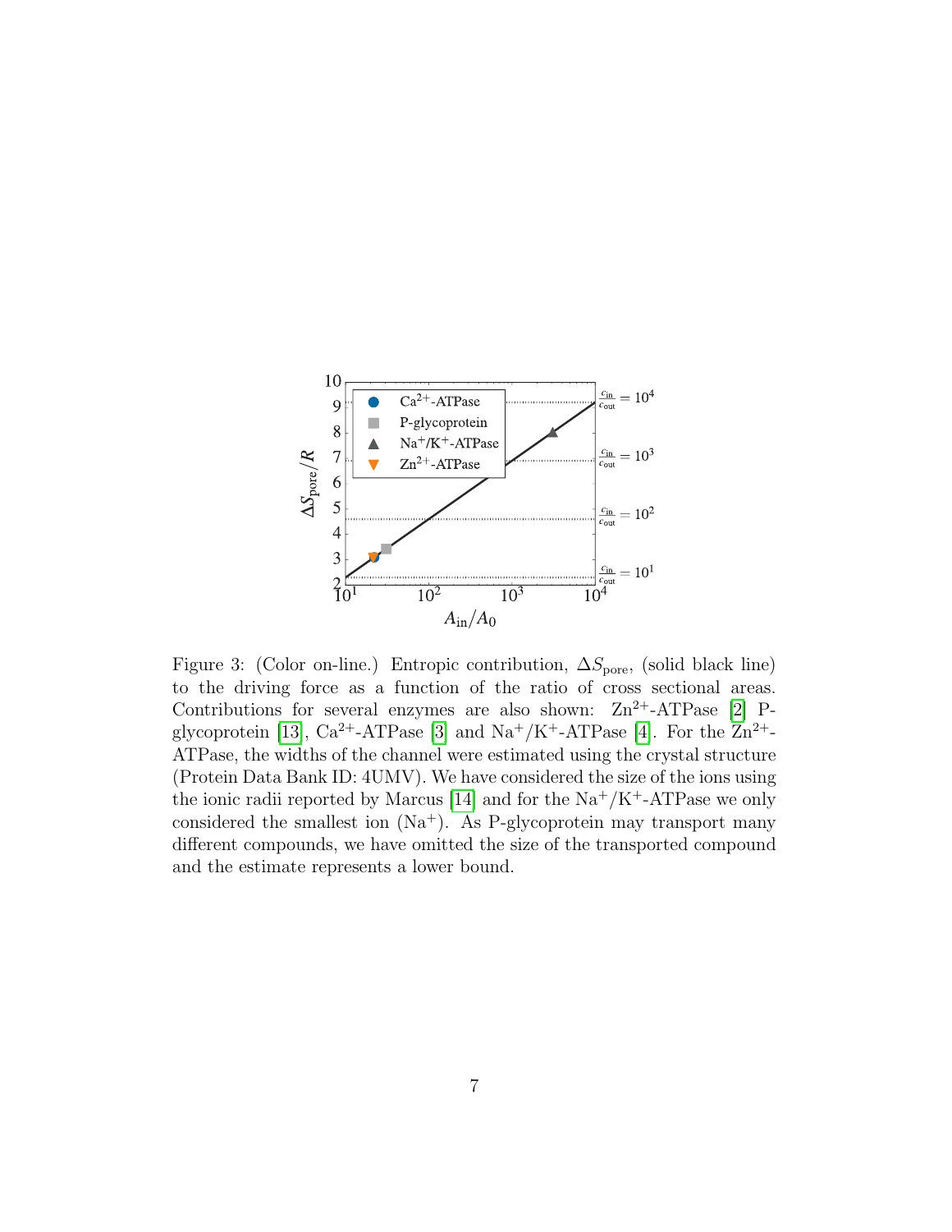Figure 3: (Color on-line.) Entropic contribution, $\Delta S_{\text{pore}}$, (solid black line) to the driving force as a function of the ratio of cross sectional areas. Contributions for several enzymes are also shown: $Zn^{2+}$-ATPase [2] P-glycoprotein [13], $Ca^{2+}$-ATPase [3] and $Na^{+}/K^{+}$-ATPase [4]. For the $Zn^{2+}$-ATPase, the widths of the channel were estimated using the crystal structure (Protein Data Bank ID: 4UMV). We have considered the size of the ions using the ionic radii reported by Marcus [14] and for the $Na^{+}/K^{+}$-ATPase we only considered the smallest ion ($Na^{+}$). As P-glycoprotein may transport many different compounds, we have omitted the size of the transported compound and the estimate represents a lower bound.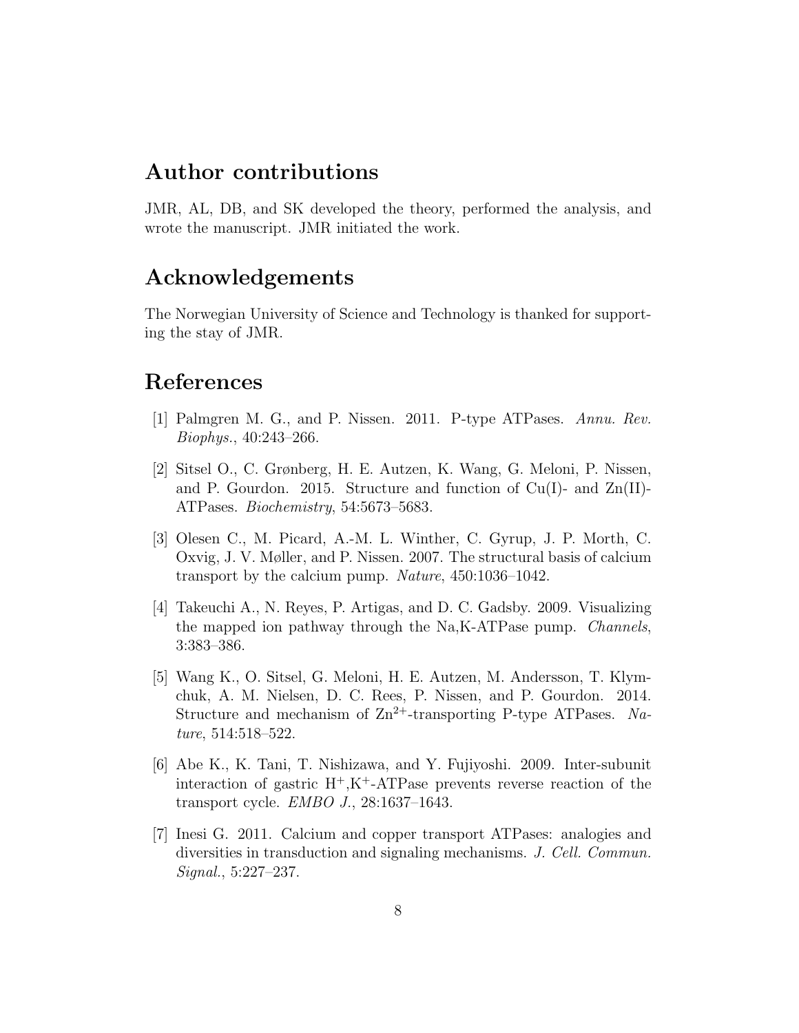## Author contributions

JMR, AL, DB, and SK developed the theory, performed the analysis, and wrote the manuscript. JMR initiated the work.

## Acknowledgements

The Norwegian University of Science and Technology is thanked for supporting the stay of JMR.

## References

[1] Palmgren M. G., and P. Nissen. 2011. P-type ATPases. *Annu. Rev. Biophys.*, 40:243–266.

[2] Sitsel O., C. Grønberg, H. E. Autzen, K. Wang, G. Meloni, P. Nissen, and P. Gourdon. 2015. Structure and function of Cu(I)- and Zn(II)-ATPases. *Biochemistry*, 54:5673–5683.

[3] Olesen C., M. Picard, A.-M. L. Winther, C. Gyrup, J. P. Morth, C. Oxvig, J. V. Møller, and P. Nissen. 2007. The structural basis of calcium transport by the calcium pump. *Nature*, 450:1036–1042.

[4] Takeuchi A., N. Reyes, P. Artigas, and D. C. Gadsby. 2009. Visualizing the mapped ion pathway through the Na,K-ATPase pump. *Channels*, 3:383–386.

[5] Wang K., O. Sitsel, G. Meloni, H. E. Autzen, M. Andersson, T. Klymchuk, A. M. Nielsen, D. C. Rees, P. Nissen, and P. Gourdon. 2014. Structure and mechanism of $Zn^{2+}$-transporting P-type ATPases. *Nature*, 514:518–522.

[6] Abe K., K. Tani, T. Nishizawa, and Y. Fujiyoshi. 2009. Inter-subunit interaction of gastric $H^{+}$,$K^{+}$-ATPase prevents reverse reaction of the transport cycle. *EMBO J.*, 28:1637–1643.

[7] Inesi G. 2011. Calcium and copper transport ATPases: analogies and diversities in transduction and signaling mechanisms. *J. Cell. Commun. Signal.*, 5:227–237.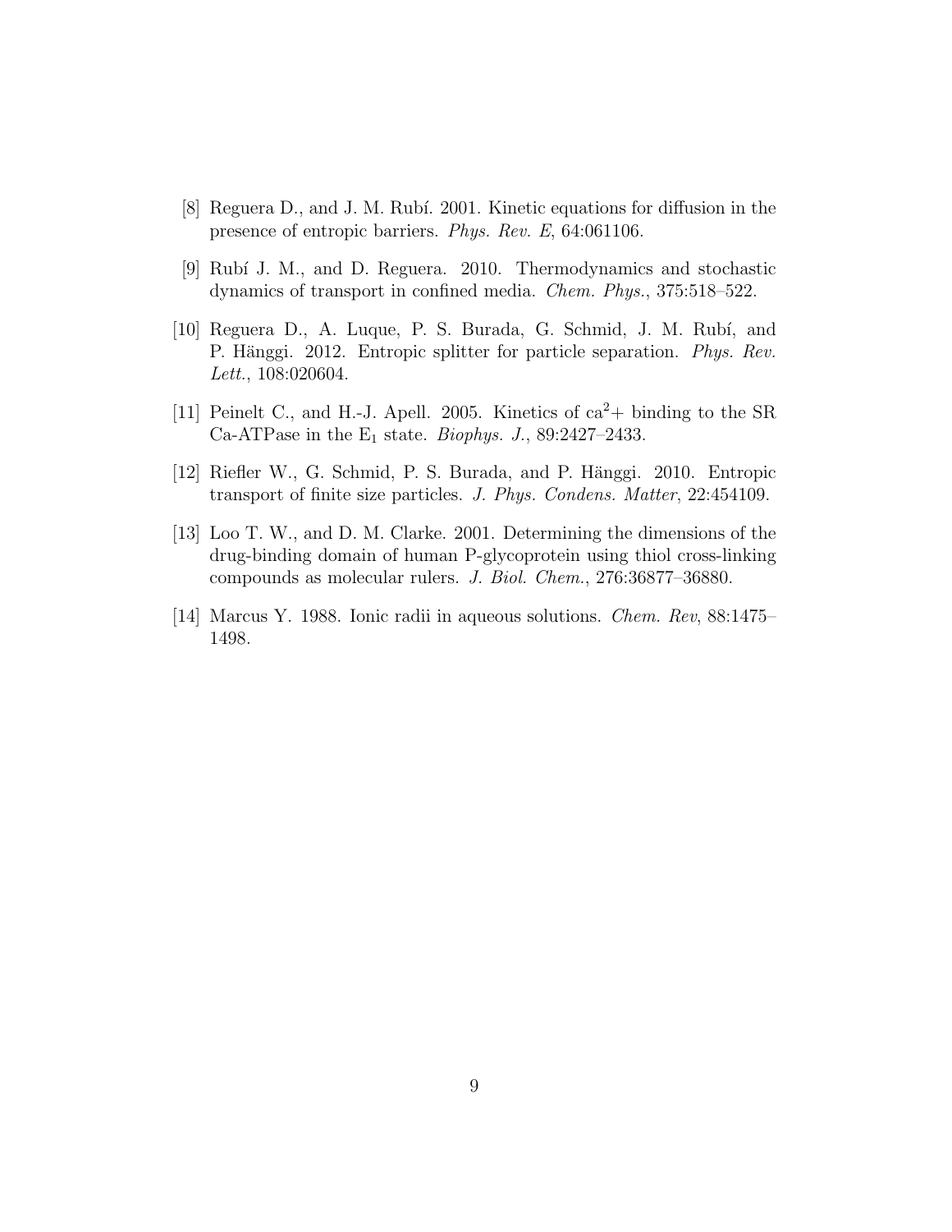[8] Reguera D., and J. M. Rubí. 2001. Kinetic equations for diffusion in the presence of entropic barriers. *Phys. Rev. E*, 64:061106.

[9] Rubí J. M., and D. Reguera. 2010. Thermodynamics and stochastic dynamics of transport in confined media. *Chem. Phys.*, 375:518–522.

[10] Reguera D., A. Luque, P. S. Burada, G. Schmid, J. M. Rubí, and P. Hänggi. 2012. Entropic splitter for particle separation. *Phys. Rev. Lett.*, 108:020604.

[11] Peinelt C., and H.-J. Apell. 2005. Kinetics of $ca^2+$ binding to the SR Ca-ATPase in the $E_1$ state. *Biophys. J.*, 89:2427–2433.

[12] Riefler W., G. Schmid, P. S. Burada, and P. Hänggi. 2010. Entropic transport of finite size particles. *J. Phys. Condens. Matter*, 22:454109.

[13] Loo T. W., and D. M. Clarke. 2001. Determining the dimensions of the drug-binding domain of human P-glycoprotein using thiol cross-linking compounds as molecular rulers. *J. Biol. Chem.*, 276:36877–36880.

[14] Marcus Y. 1988. Ionic radii in aqueous solutions. *Chem. Rev*, 88:1475–1498.